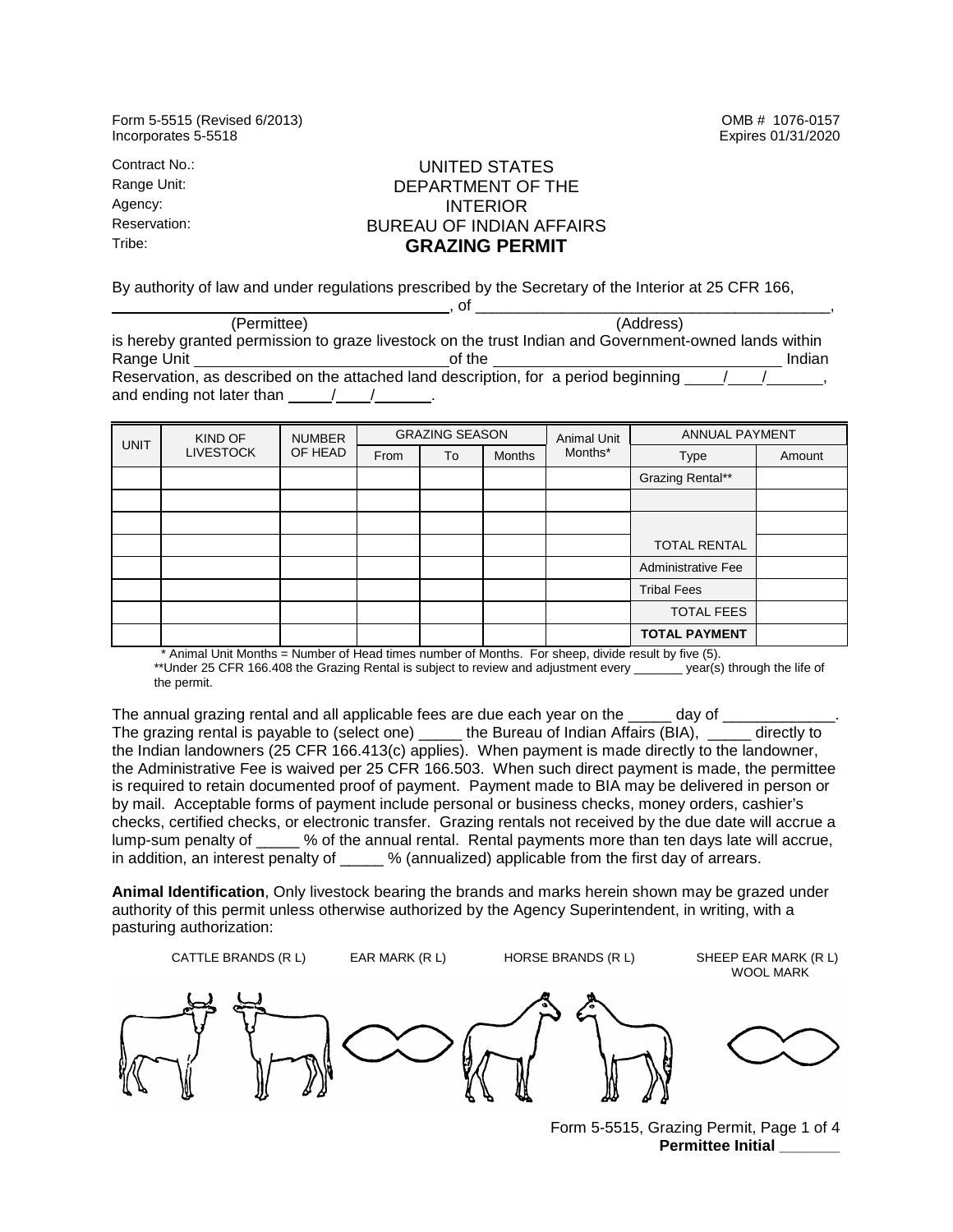Form 5-5515 (Revised 6/2013)
Incorporates 5-5518

OMB # 1076-0157
Expires 01/31/2020

Contract No.:
Range Unit:
Agency:
Reservation:
Tribe:

UNITED STATES
DEPARTMENT OF THE
INTERIOR
BUREAU OF INDIAN AFFAIRS

# GRAZING PERMIT

By authority of law and under regulations prescribed by the Secretary of the Interior at 25 CFR 166, ______________________________, of ______________________________,
(Permittee) (Address)
is hereby granted permission to graze livestock on the trust Indian and Government-owned lands within Range Unit ______________________ of the ______________________ Indian Reservation, as described on the attached land description, for a period beginning ____/____/______, and ending not later than ____/____/______.

| UNIT | KIND OF LIVESTOCK | NUMBER OF HEAD | GRAZING SEASON | | | Animal Unit Months* | ANNUAL PAYMENT | |
|---|---|---|---|---|---|---|---|---|
| | | | From | To | Months | | Type | Amount |
| | | | | | | | Grazing Rental** | |
| | | | | | | | | |
| | | | | | | | | |
| | | | | | | | TOTAL RENTAL | |
| | | | | | | | Administrative Fee | |
| | | | | | | | Tribal Fees | |
| | | | | | | | TOTAL FEES | |
| | | | | | | | **TOTAL PAYMENT** | |

\* Animal Unit Months = Number of Head times number of Months. For sheep, divide result by five (5).
\*\*Under 25 CFR 166.408 the Grazing Rental is subject to review and adjustment every _______ year(s) through the life of the permit.

The annual grazing rental and all applicable fees are due each year on the _____ day of _____________. The grazing rental is payable to (select one) _____ the Bureau of Indian Affairs (BIA), _____ directly to the Indian landowners (25 CFR 166.413(c) applies). When payment is made directly to the landowner, the Administrative Fee is waived per 25 CFR 166.503. When such direct payment is made, the permittee is required to retain documented proof of payment. Payment made to BIA may be delivered in person or by mail. Acceptable forms of payment include personal or business checks, money orders, cashier's checks, certified checks, or electronic transfer. Grazing rentals not received by the due date will accrue a lump-sum penalty of _____ % of the annual rental. Rental payments more than ten days late will accrue, in addition, an interest penalty of _____ % (annualized) applicable from the first day of arrears.

**Animal Identification**, Only livestock bearing the brands and marks herein shown may be grazed under authority of this permit unless otherwise authorized by the Agency Superintendent, in writing, with a pasturing authorization:

CATTLE BRANDS (R L)
EAR MARK (R L)
HORSE BRANDS (R L)
SHEEP EAR MARK (R L)
WOOL MARK

**Permittee Initial _______**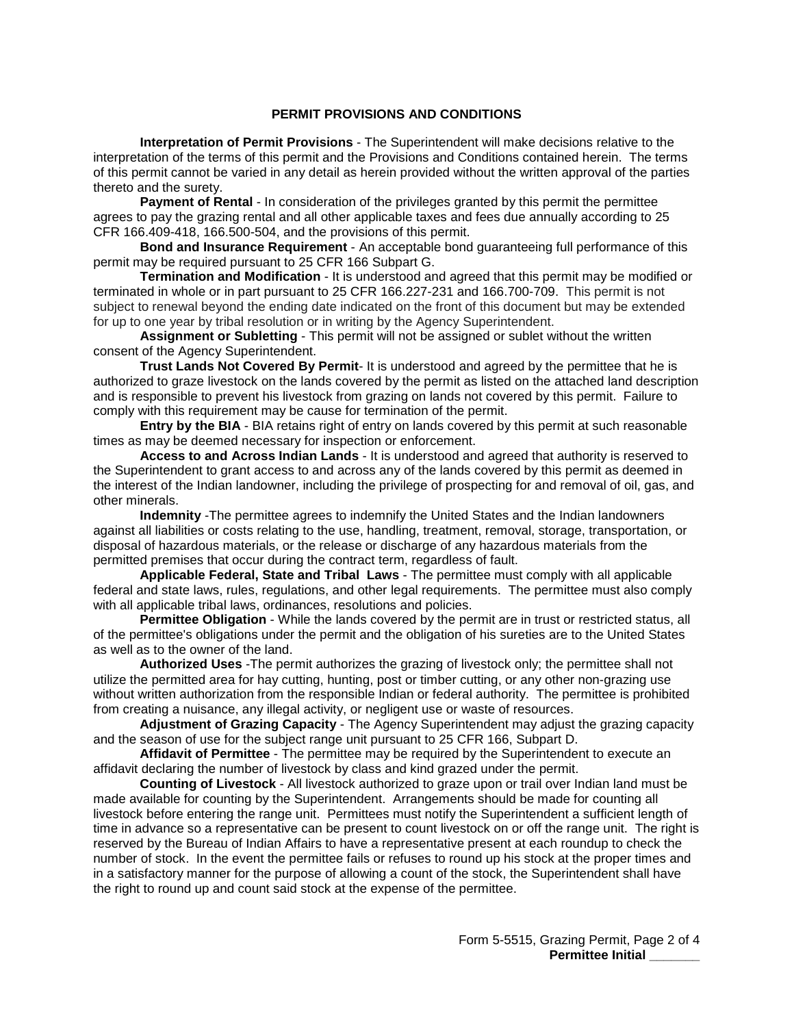## PERMIT PROVISIONS AND CONDITIONS

**Interpretation of Permit Provisions** - The Superintendent will make decisions relative to the interpretation of the terms of this permit and the Provisions and Conditions contained herein. The terms of this permit cannot be varied in any detail as herein provided without the written approval of the parties thereto and the surety.

**Payment of Rental** - In consideration of the privileges granted by this permit the permittee agrees to pay the grazing rental and all other applicable taxes and fees due annually according to 25 CFR 166.409-418, 166.500-504, and the provisions of this permit.

**Bond and Insurance Requirement** - An acceptable bond guaranteeing full performance of this permit may be required pursuant to 25 CFR 166 Subpart G.

**Termination and Modification** - It is understood and agreed that this permit may be modified or terminated in whole or in part pursuant to 25 CFR 166.227-231 and 166.700-709. This permit is not subject to renewal beyond the ending date indicated on the front of this document but may be extended for up to one year by tribal resolution or in writing by the Agency Superintendent.

**Assignment or Subletting** - This permit will not be assigned or sublet without the written consent of the Agency Superintendent.

**Trust Lands Not Covered By Permit**- It is understood and agreed by the permittee that he is authorized to graze livestock on the lands covered by the permit as listed on the attached land description and is responsible to prevent his livestock from grazing on lands not covered by this permit. Failure to comply with this requirement may be cause for termination of the permit.

**Entry by the BIA** - BIA retains right of entry on lands covered by this permit at such reasonable times as may be deemed necessary for inspection or enforcement.

**Access to and Across Indian Lands** - It is understood and agreed that authority is reserved to the Superintendent to grant access to and across any of the lands covered by this permit as deemed in the interest of the Indian landowner, including the privilege of prospecting for and removal of oil, gas, and other minerals.

**Indemnity** -The permittee agrees to indemnify the United States and the Indian landowners against all liabilities or costs relating to the use, handling, treatment, removal, storage, transportation, or disposal of hazardous materials, or the release or discharge of any hazardous materials from the permitted premises that occur during the contract term, regardless of fault.

**Applicable Federal, State and Tribal Laws** - The permittee must comply with all applicable federal and state laws, rules, regulations, and other legal requirements. The permittee must also comply with all applicable tribal laws, ordinances, resolutions and policies.

**Permittee Obligation** - While the lands covered by the permit are in trust or restricted status, all of the permittee's obligations under the permit and the obligation of his sureties are to the United States as well as to the owner of the land.

**Authorized Uses** -The permit authorizes the grazing of livestock only; the permittee shall not utilize the permitted area for hay cutting, hunting, post or timber cutting, or any other non-grazing use without written authorization from the responsible Indian or federal authority. The permittee is prohibited from creating a nuisance, any illegal activity, or negligent use or waste of resources.

**Adjustment of Grazing Capacity** - The Agency Superintendent may adjust the grazing capacity and the season of use for the subject range unit pursuant to 25 CFR 166, Subpart D.

**Affidavit of Permittee** - The permittee may be required by the Superintendent to execute an affidavit declaring the number of livestock by class and kind grazed under the permit.

**Counting of Livestock** - All livestock authorized to graze upon or trail over Indian land must be made available for counting by the Superintendent. Arrangements should be made for counting all livestock before entering the range unit. Permittees must notify the Superintendent a sufficient length of time in advance so a representative can be present to count livestock on or off the range unit. The right is reserved by the Bureau of Indian Affairs to have a representative present at each roundup to check the number of stock. In the event the permittee fails or refuses to round up his stock at the proper times and in a satisfactory manner for the purpose of allowing a count of the stock, the Superintendent shall have the right to round up and count said stock at the expense of the permittee.

Form 5-5515, Grazing Permit, Page 2 of 4
**Permittee Initial _______**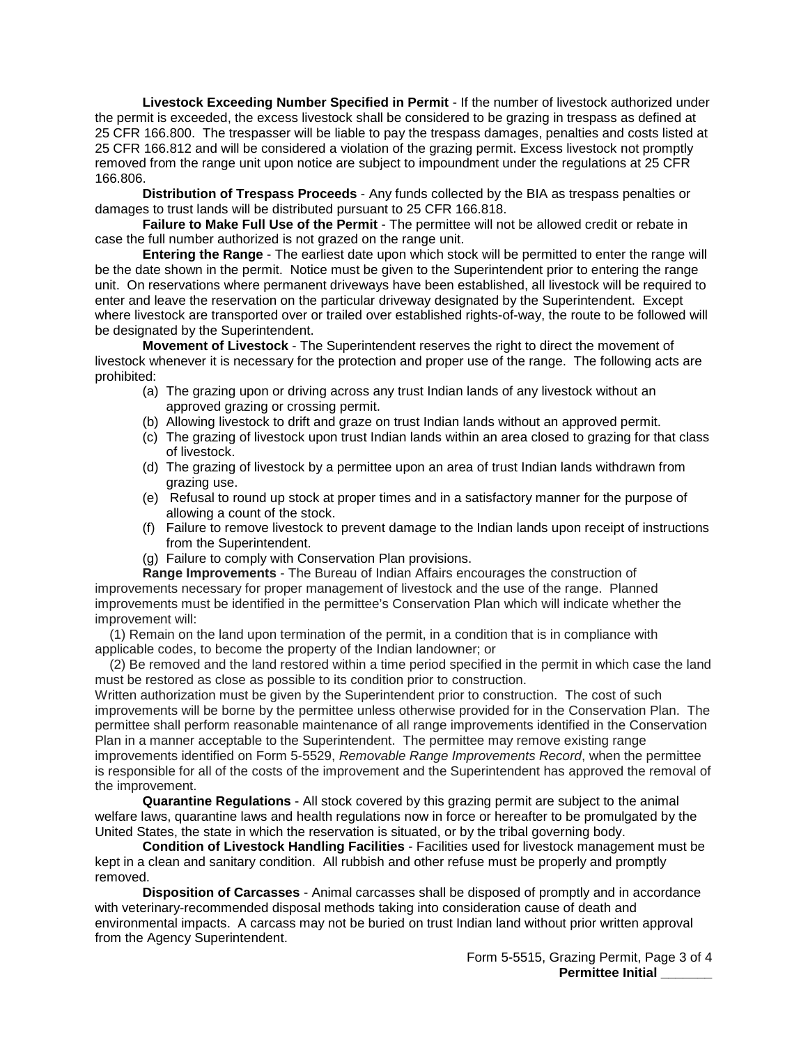**Livestock Exceeding Number Specified in Permit** - If the number of livestock authorized under the permit is exceeded, the excess livestock shall be considered to be grazing in trespass as defined at 25 CFR 166.800. The trespasser will be liable to pay the trespass damages, penalties and costs listed at 25 CFR 166.812 and will be considered a violation of the grazing permit. Excess livestock not promptly removed from the range unit upon notice are subject to impoundment under the regulations at 25 CFR 166.806.

**Distribution of Trespass Proceeds** - Any funds collected by the BIA as trespass penalties or damages to trust lands will be distributed pursuant to 25 CFR 166.818.

**Failure to Make Full Use of the Permit** - The permittee will not be allowed credit or rebate in case the full number authorized is not grazed on the range unit.

**Entering the Range** - The earliest date upon which stock will be permitted to enter the range will be the date shown in the permit. Notice must be given to the Superintendent prior to entering the range unit. On reservations where permanent driveways have been established, all livestock will be required to enter and leave the reservation on the particular driveway designated by the Superintendent. Except where livestock are transported over or trailed over established rights-of-way, the route to be followed will be designated by the Superintendent.

**Movement of Livestock** - The Superintendent reserves the right to direct the movement of livestock whenever it is necessary for the protection and proper use of the range. The following acts are prohibited:

(a) The grazing upon or driving across any trust Indian lands of any livestock without an approved grazing or crossing permit.
(b) Allowing livestock to drift and graze on trust Indian lands without an approved permit.
(c) The grazing of livestock upon trust Indian lands within an area closed to grazing for that class of livestock.
(d) The grazing of livestock by a permittee upon an area of trust Indian lands withdrawn from grazing use.
(e) Refusal to round up stock at proper times and in a satisfactory manner for the purpose of allowing a count of the stock.
(f) Failure to remove livestock to prevent damage to the Indian lands upon receipt of instructions from the Superintendent.
(g) Failure to comply with Conservation Plan provisions.

**Range Improvements** - The Bureau of Indian Affairs encourages the construction of improvements necessary for proper management of livestock and the use of the range. Planned improvements must be identified in the permittee's Conservation Plan which will indicate whether the improvement will:

(1) Remain on the land upon termination of the permit, in a condition that is in compliance with applicable codes, to become the property of the Indian landowner; or

(2) Be removed and the land restored within a time period specified in the permit in which case the land must be restored as close as possible to its condition prior to construction.

Written authorization must be given by the Superintendent prior to construction. The cost of such improvements will be borne by the permittee unless otherwise provided for in the Conservation Plan. The permittee shall perform reasonable maintenance of all range improvements identified in the Conservation Plan in a manner acceptable to the Superintendent. The permittee may remove existing range improvements identified on Form 5-5529, *Removable Range Improvements Record*, when the permittee is responsible for all of the costs of the improvement and the Superintendent has approved the removal of the improvement.

**Quarantine Regulations** - All stock covered by this grazing permit are subject to the animal welfare laws, quarantine laws and health regulations now in force or hereafter to be promulgated by the United States, the state in which the reservation is situated, or by the tribal governing body.

**Condition of Livestock Handling Facilities** - Facilities used for livestock management must be kept in a clean and sanitary condition. All rubbish and other refuse must be properly and promptly removed.

**Disposition of Carcasses** - Animal carcasses shall be disposed of promptly and in accordance with veterinary-recommended disposal methods taking into consideration cause of death and environmental impacts. A carcass may not be buried on trust Indian land without prior written approval from the Agency Superintendent.

**Permittee Initial _______**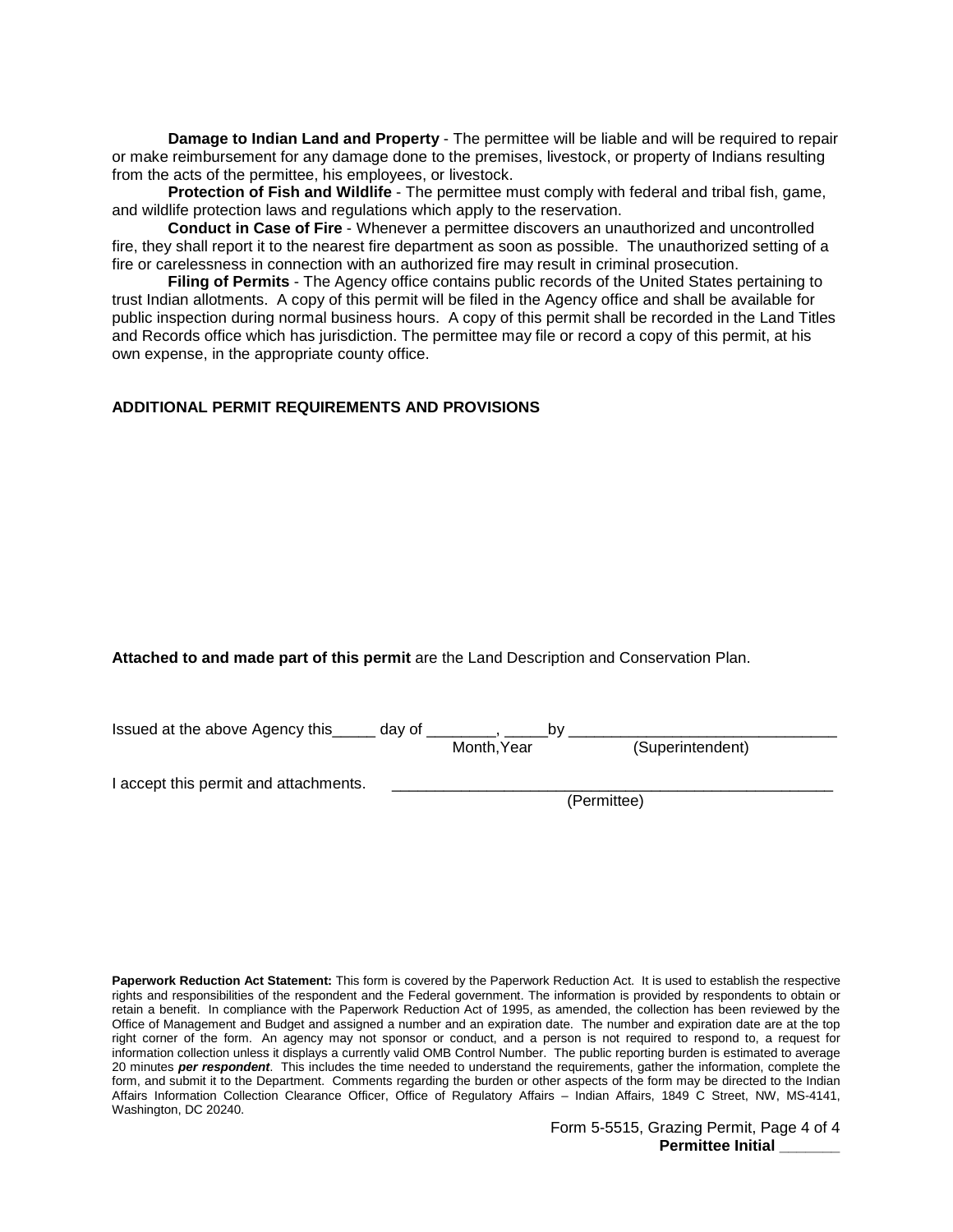**Damage to Indian Land and Property** - The permittee will be liable and will be required to repair or make reimbursement for any damage done to the premises, livestock, or property of Indians resulting from the acts of the permittee, his employees, or livestock.

**Protection of Fish and Wildlife** - The permittee must comply with federal and tribal fish, game, and wildlife protection laws and regulations which apply to the reservation.

**Conduct in Case of Fire** - Whenever a permittee discovers an unauthorized and uncontrolled fire, they shall report it to the nearest fire department as soon as possible. The unauthorized setting of a fire or carelessness in connection with an authorized fire may result in criminal prosecution.

**Filing of Permits** - The Agency office contains public records of the United States pertaining to trust Indian allotments. A copy of this permit will be filed in the Agency office and shall be available for public inspection during normal business hours. A copy of this permit shall be recorded in the Land Titles and Records office which has jurisdiction. The permittee may file or record a copy of this permit, at his own expense, in the appropriate county office.

**ADDITIONAL PERMIT REQUIREMENTS AND PROVISIONS**

**Attached to and made part of this permit** are the Land Description and Conservation Plan.

Issued at the above Agency this_____ day of ________, _____by _______________________________
Month,Year (Superintendent)

I accept this permit and attachments. ___________________________________________________
(Permittee)

**Paperwork Reduction Act Statement:** This form is covered by the Paperwork Reduction Act. It is used to establish the respective rights and responsibilities of the respondent and the Federal government. The information is provided by respondents to obtain or retain a benefit. In compliance with the Paperwork Reduction Act of 1995, as amended, the collection has been reviewed by the Office of Management and Budget and assigned a number and an expiration date. The number and expiration date are at the top right corner of the form. An agency may not sponsor or conduct, and a person is not required to respond to, a request for information collection unless it displays a currently valid OMB Control Number. The public reporting burden is estimated to average 20 minutes ***per respondent***. This includes the time needed to understand the requirements, gather the information, complete the form, and submit it to the Department. Comments regarding the burden or other aspects of the form may be directed to the Indian Affairs Information Collection Clearance Officer, Office of Regulatory Affairs – Indian Affairs, 1849 C Street, NW, MS-4141, Washington, DC 20240.

Form 5-5515, Grazing Permit

**Permittee Initial _______**